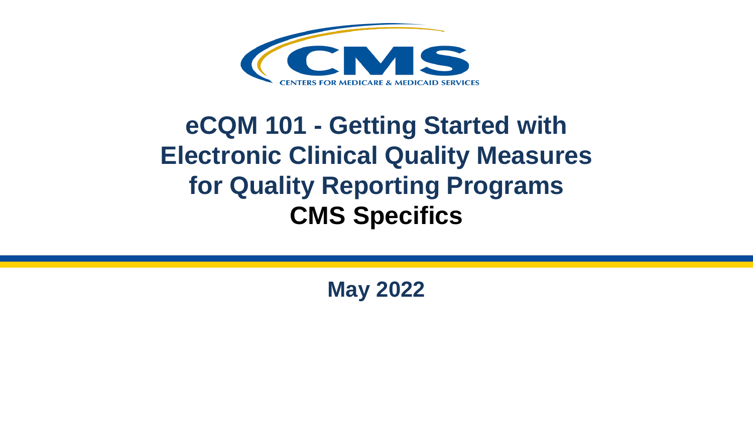CENTERS FOR MEDICARE & MEDICAID SERVICES

# eCQM 101 - Getting Started with Electronic Clinical Quality Measures for Quality Reporting Programs

## CMS Specifics

**May 2022**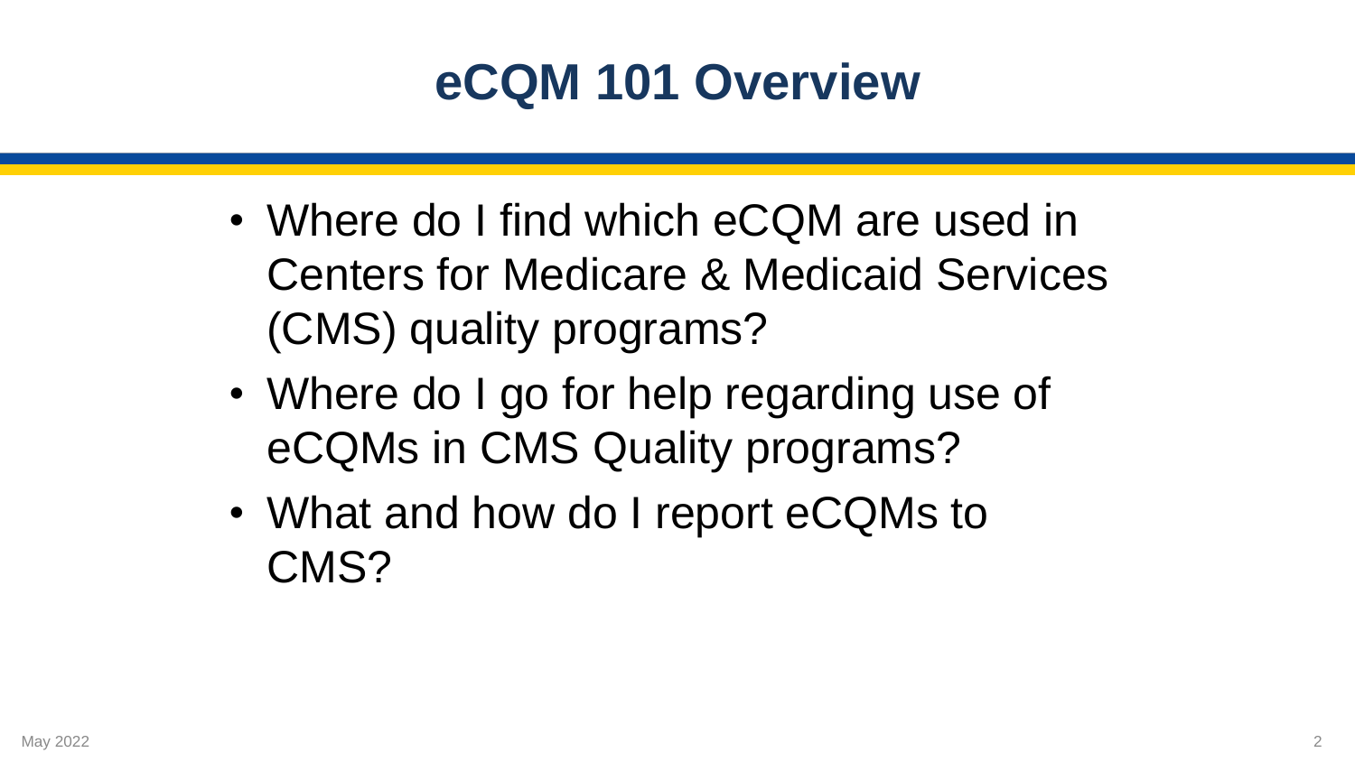# eCQM 101 Overview

- Where do I find which eCQM are used in Centers for Medicare & Medicaid Services (CMS) quality programs?
- Where do I go for help regarding use of eCQMs in CMS Quality programs?
- What and how do I report eCQMs to CMS?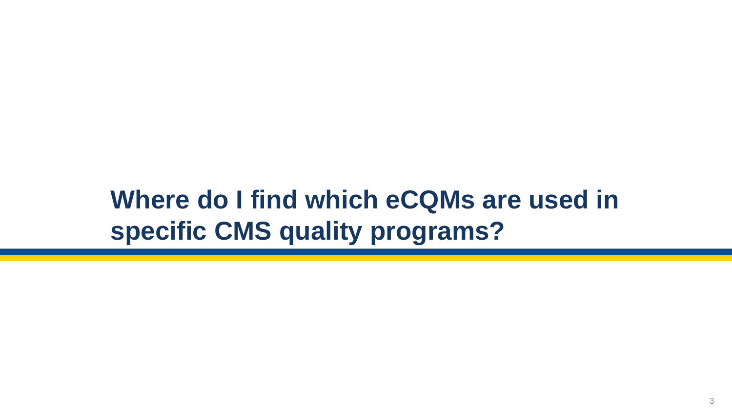# Where do I find which eCQMs are used in specific CMS quality programs?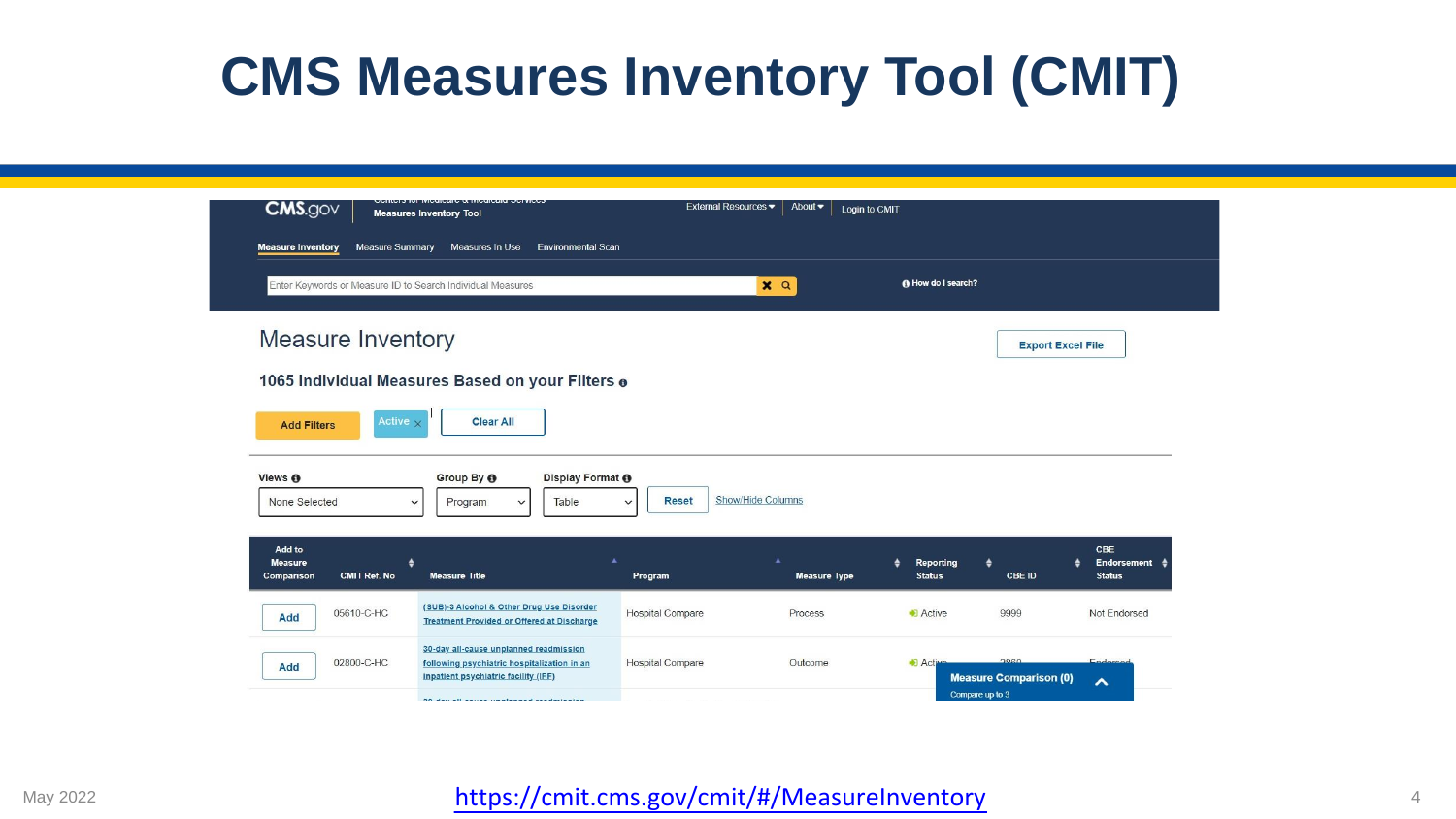# CMS Measures Inventory Tool (CMIT)

CMS.gov | Centers for Medicare & Medicaid Services Measures Inventory Tool

External Resources ▾ | About ▾ | Login to CMIT

Measure Inventory | Measure Summary | Measures In Use | Environmental Scan

Enter Keywords or Measure ID to Search Individual Measures

How do I search?

## Measure Inventory

Export Excel File

**1065 Individual Measures Based on your Filters**

Add Filters | Active × | Clear All

Views: None Selected | Group By: Program | Display Format: Table | Reset | Show/Hide Columns

| Add to Measure Comparison | CMIT Ref. No | Measure Title | Program | Measure Type | Reporting Status | CBE ID | CBE Endorsement Status |
|---|---|---|---|---|---|---|---|
| Add | 05610-C-HC | (SUB)-3 Alcohol & Other Drug Use Disorder Treatment Provided or Offered at Discharge | Hospital Compare | Process | Active | 9999 | Not Endorsed |
| Add | 02800-C-HC | 30-day all-cause unplanned readmission following psychiatric hospitalization in an inpatient psychiatric facility (IPF) | Hospital Compare | Outcome | Active | 2860 | Endorsed |

Measure Comparison (0) — Compare up to 3

May 2022

https://cmit.cms.gov/cmit/#/MeasureInventory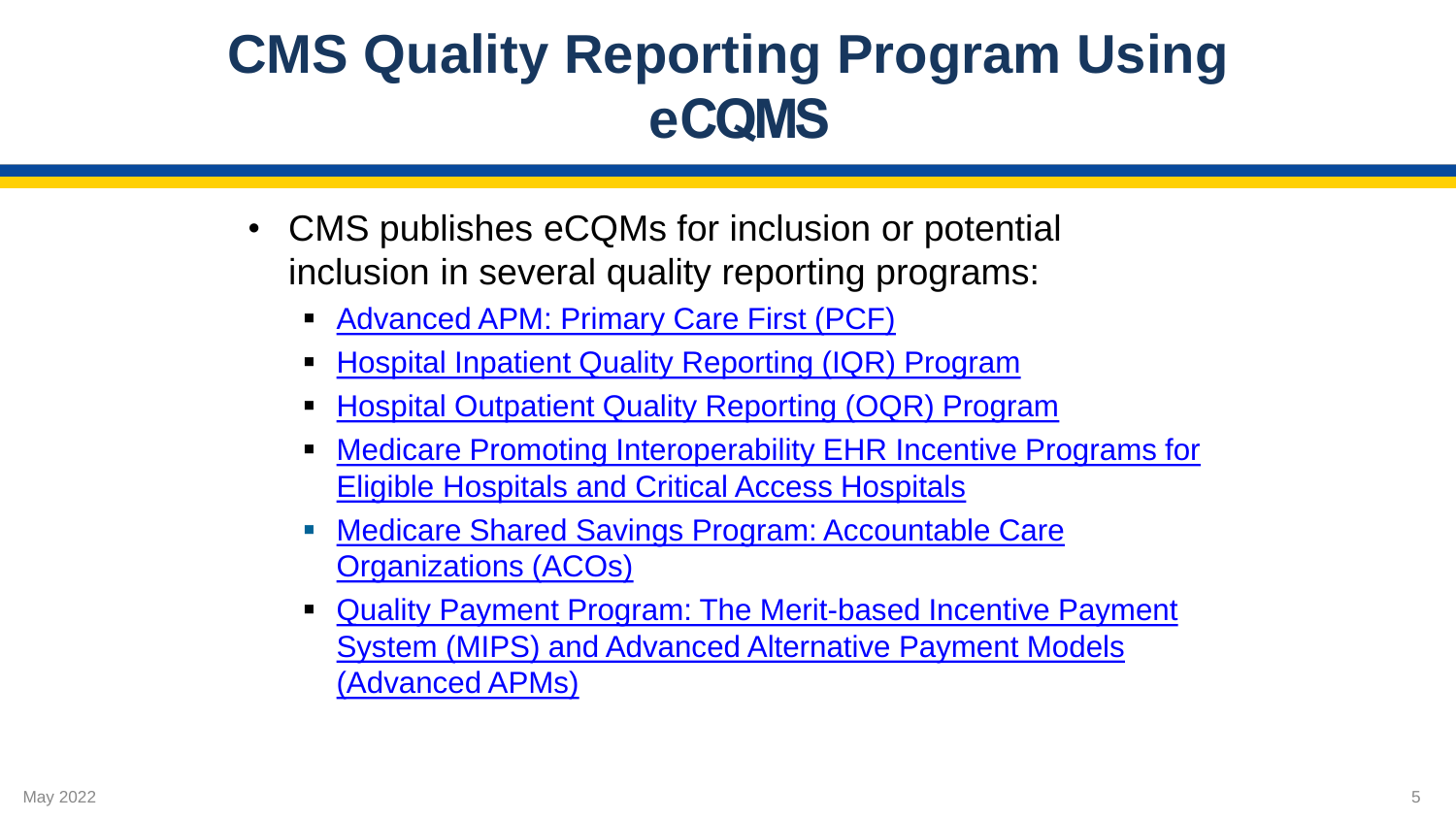# CMS Quality Reporting Program Using eCQMS

- CMS publishes eCQMs for inclusion or potential inclusion in several quality reporting programs:
  - Advanced APM: Primary Care First (PCF)
  - Hospital Inpatient Quality Reporting (IQR) Program
  - Hospital Outpatient Quality Reporting (OQR) Program
  - Medicare Promoting Interoperability EHR Incentive Programs for Eligible Hospitals and Critical Access Hospitals
  - Medicare Shared Savings Program: Accountable Care Organizations (ACOs)
  - Quality Payment Program: The Merit-based Incentive Payment System (MIPS) and Advanced Alternative Payment Models (Advanced APMs)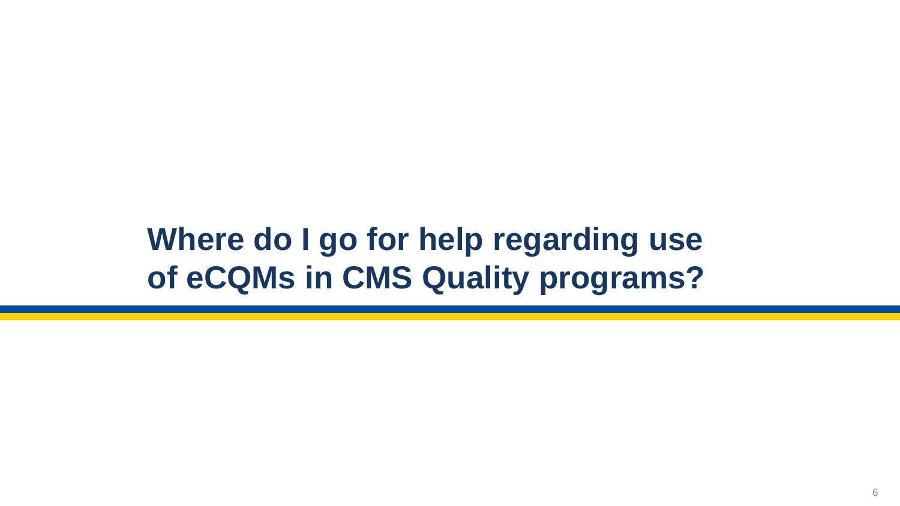# Where do I go for help regarding use of eCQMs in CMS Quality programs?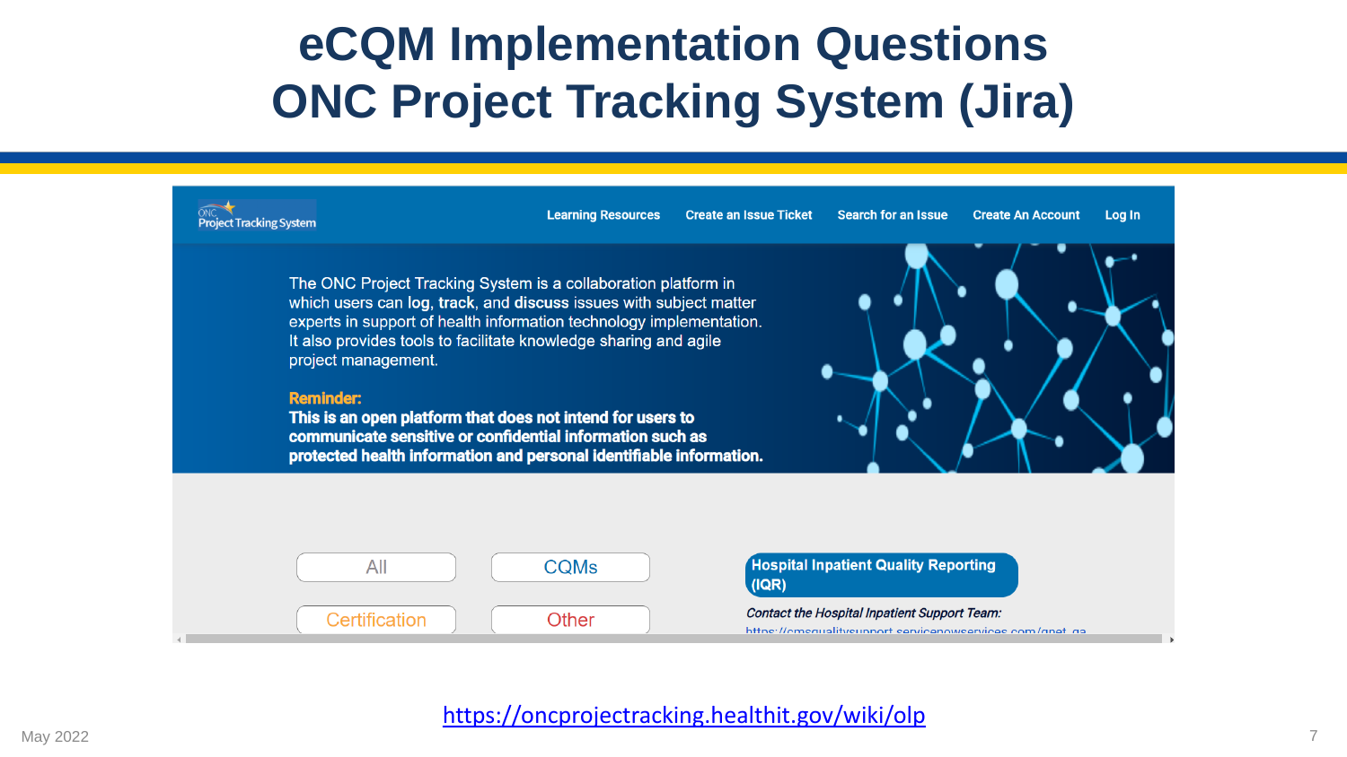# eCQM Implementation Questions ONC Project Tracking System (Jira)

ONC Project Tracking System

Learning Resources | Create an Issue Ticket | Search for an Issue | Create An Account | Log In

The ONC Project Tracking System is a collaboration platform in which users can **log**, **track**, and **discuss** issues with subject matter experts in support of health information technology implementation. It also provides tools to facilitate knowledge sharing and agile project management.

**Reminder:**
**This is an open platform that does not intend for users to communicate sensitive or confidential information such as protected health information and personal identifiable information.**

All | CQMs | Certification | Other

**Hospital Inpatient Quality Reporting (IQR)**

*Contact the Hospital Inpatient Support Team:*

https://cmsqualitysupport.servicenowservices.com/qnet_qa

[https://oncprojecttracking.healthit.gov/wiki/olp](https://oncprojecttracking.healthit.gov/wiki/olp)

May 2022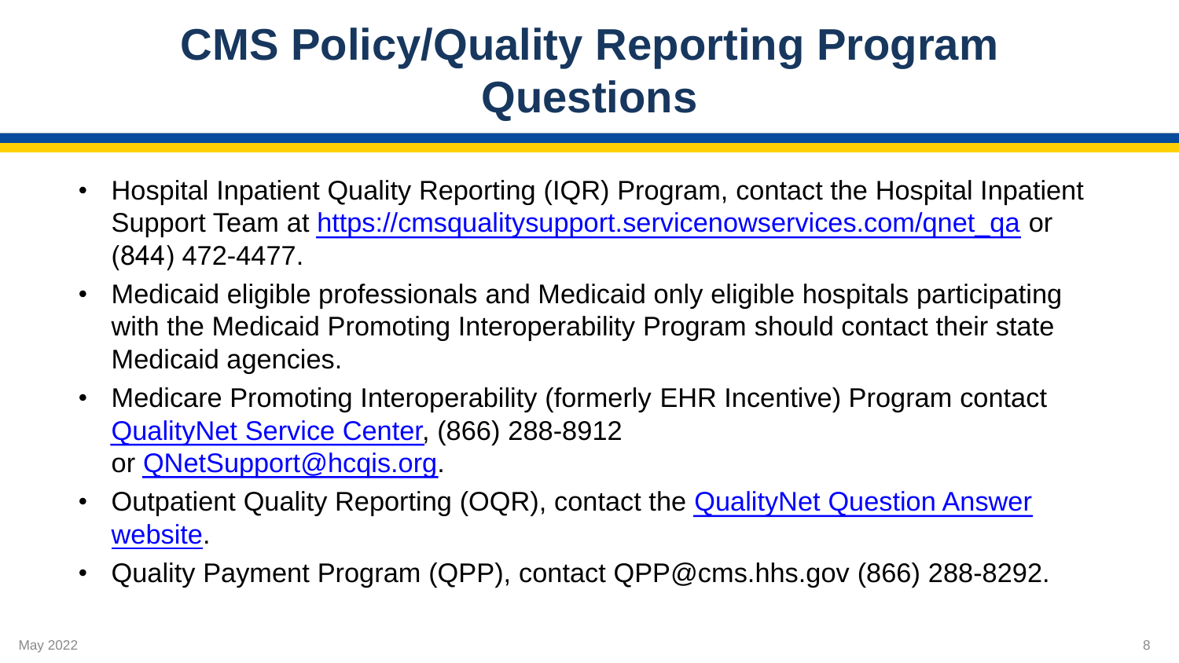# CMS Policy/Quality Reporting Program Questions

- Hospital Inpatient Quality Reporting (IQR) Program, contact the Hospital Inpatient Support Team at https://cmsqualitysupport.servicenowservices.com/qnet_qa or (844) 472-4477.
- Medicaid eligible professionals and Medicaid only eligible hospitals participating with the Medicaid Promoting Interoperability Program should contact their state Medicaid agencies.
- Medicare Promoting Interoperability (formerly EHR Incentive) Program contact QualityNet Service Center, (866) 288-8912 or QNetSupport@hcqis.org.
- Outpatient Quality Reporting (OQR), contact the QualityNet Question Answer website.
- Quality Payment Program (QPP), contact QPP@cms.hhs.gov (866) 288-8292.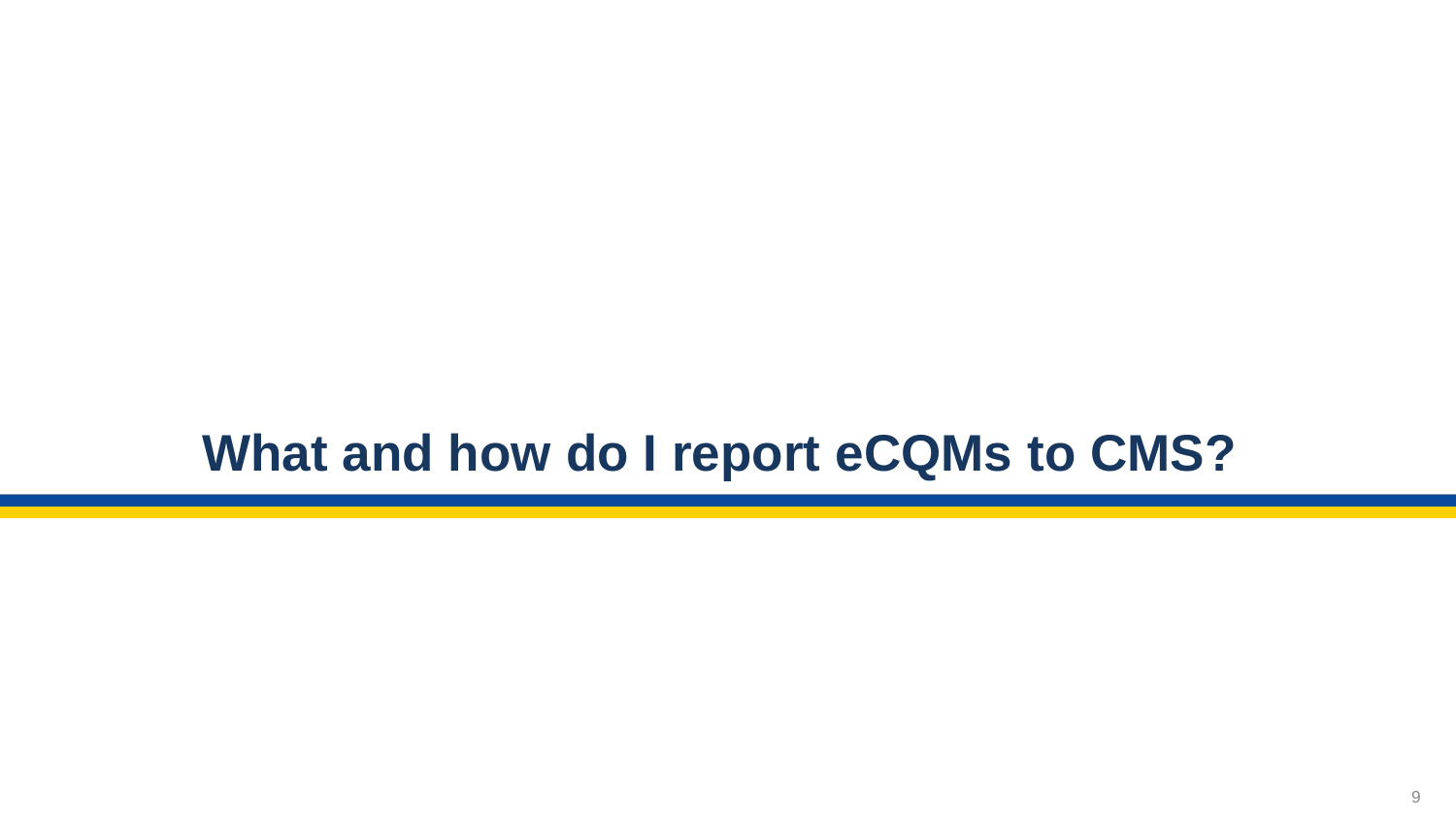# What and how do I report eCQMs to CMS?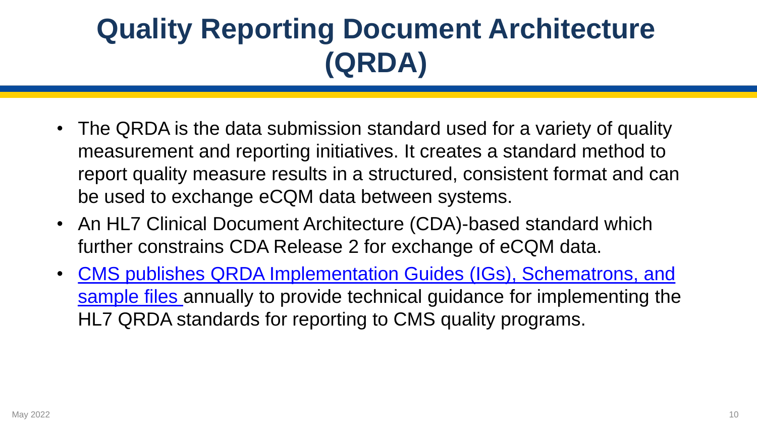# Quality Reporting Document Architecture (QRDA)

- The QRDA is the data submission standard used for a variety of quality measurement and reporting initiatives. It creates a standard method to report quality measure results in a structured, consistent format and can be used to exchange eCQM data between systems.
- An HL7 Clinical Document Architecture (CDA)-based standard which further constrains CDA Release 2 for exchange of eCQM data.
- CMS publishes QRDA Implementation Guides (IGs), Schematrons, and sample files annually to provide technical guidance for implementing the HL7 QRDA standards for reporting to CMS quality programs.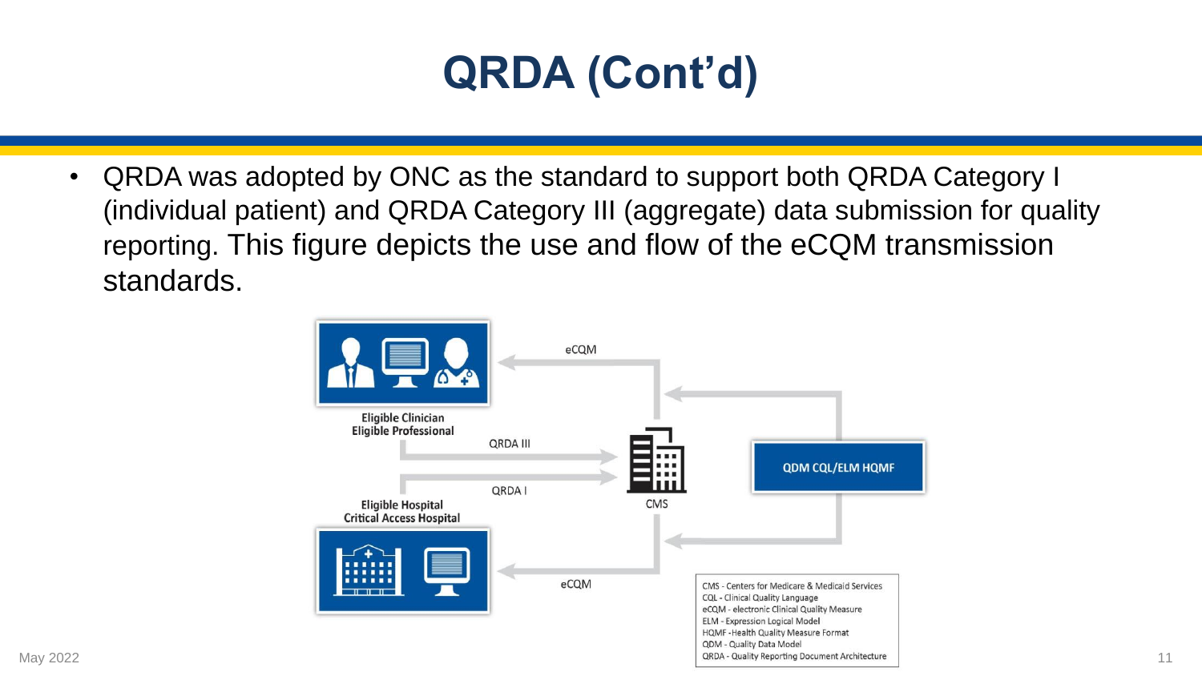# QRDA (Cont'd)

- QRDA was adopted by ONC as the standard to support both QRDA Category I (individual patient) and QRDA Category III (aggregate) data submission for quality reporting. This figure depicts the use and flow of the eCQM transmission standards.

Eligible Clinician
Eligible Professional

eCQM

QRDA III

QRDA I

CMS

QDM CQL/ELM HQMF

Eligible Hospital
Critical Access Hospital

eCQM

CMS - Centers for Medicare & Medicaid Services
CQL - Clinical Quality Language
eCQM - electronic Clinical Quality Measure
ELM - Expression Logical Model
HQMF - Health Quality Measure Format
QDM - Quality Data Model
QRDA - Quality Reporting Document Architecture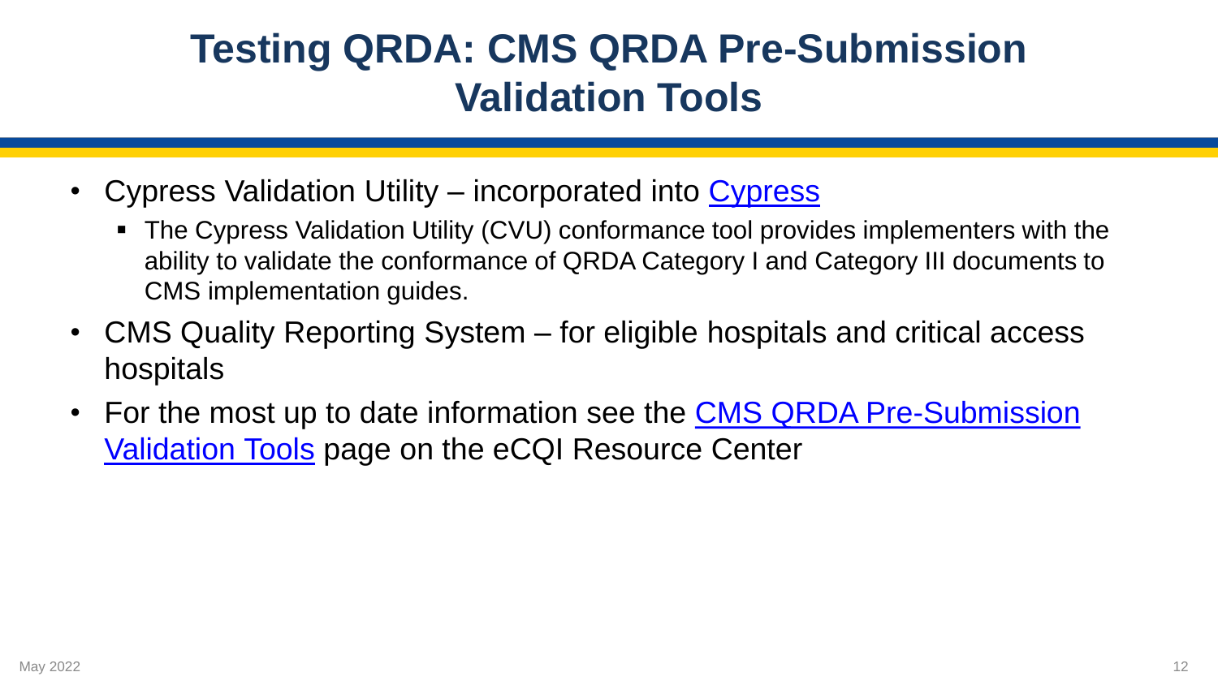# Testing QRDA: CMS QRDA Pre-Submission Validation Tools

- Cypress Validation Utility – incorporated into Cypress
  - The Cypress Validation Utility (CVU) conformance tool provides implementers with the ability to validate the conformance of QRDA Category I and Category III documents to CMS implementation guides.
- CMS Quality Reporting System – for eligible hospitals and critical access hospitals
- For the most up to date information see the CMS QRDA Pre-Submission Validation Tools page on the eCQI Resource Center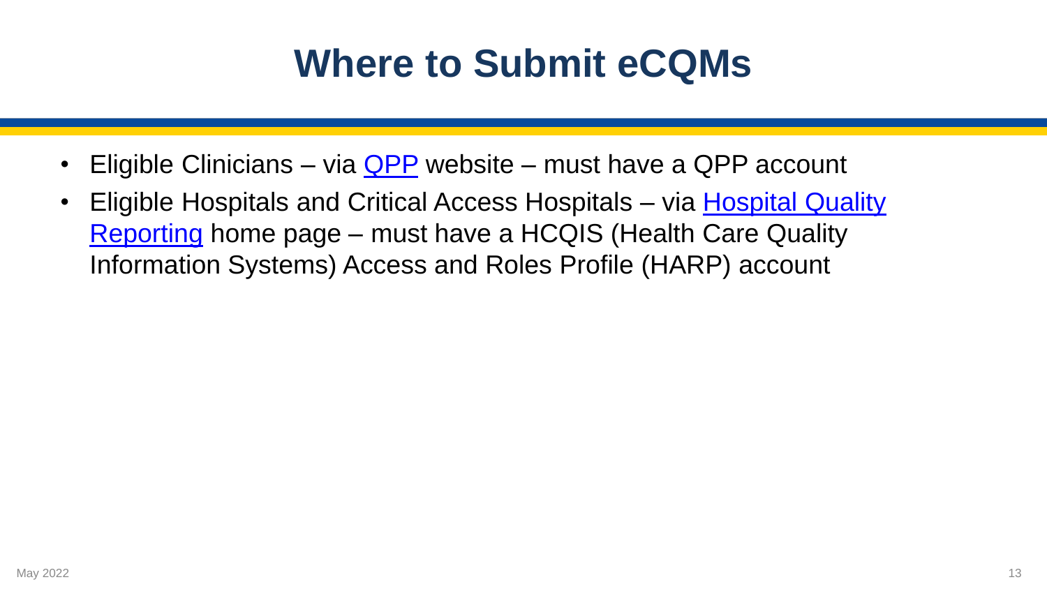# Where to Submit eCQMs

- Eligible Clinicians – via QPP website – must have a QPP account
- Eligible Hospitals and Critical Access Hospitals – via Hospital Quality Reporting home page – must have a HCQIS (Health Care Quality Information Systems) Access and Roles Profile (HARP) account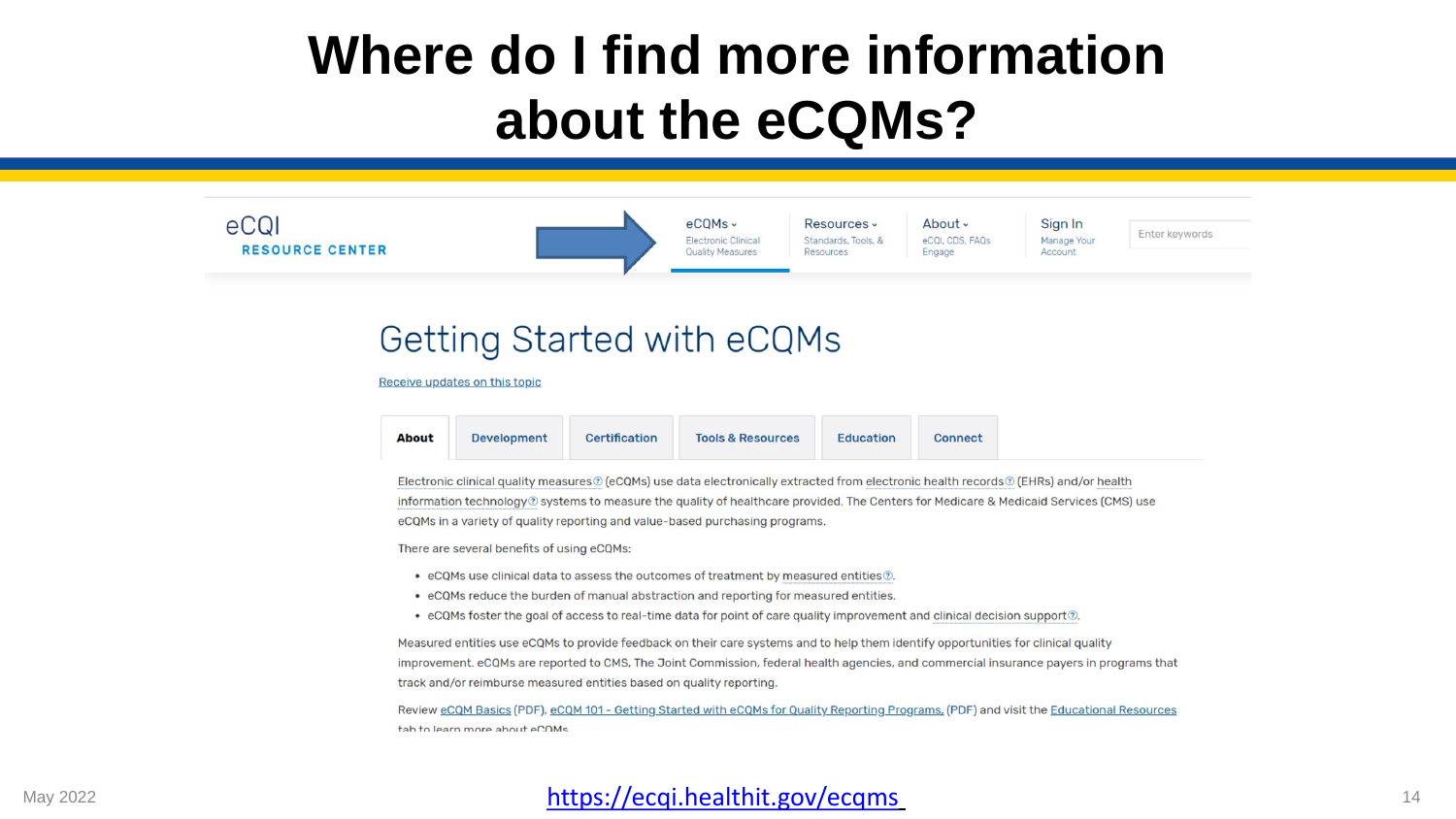# Where do I find more information about the eCQMs?

eCQI RESOURCE CENTER

eCQMs – Electronic Clinical Quality Measures | Resources – Standards, Tools, & Resources | About – eCQI, CDS, FAQs Engage | Sign In – Manage Your Account | Enter keywords

## Getting Started with eCQMs

Receive updates on this topic

About | Development | Certification | Tools & Resources | Education | Connect

Electronic clinical quality measures (eCQMs) use data electronically extracted from electronic health records (EHRs) and/or health information technology systems to measure the quality of healthcare provided. The Centers for Medicare & Medicaid Services (CMS) use eCQMs in a variety of quality reporting and value-based purchasing programs.

There are several benefits of using eCQMs:

- eCQMs use clinical data to assess the outcomes of treatment by measured entities.
- eCQMs reduce the burden of manual abstraction and reporting for measured entities.
- eCQMs foster the goal of access to real-time data for point of care quality improvement and clinical decision support.

Measured entities use eCQMs to provide feedback on their care systems and to help them identify opportunities for clinical quality improvement. eCQMs are reported to CMS, The Joint Commission, federal health agencies, and commercial insurance payers in programs that track and/or reimburse measured entities based on quality reporting.

Review eCQM Basics (PDF), eCQM 101 - Getting Started with eCQMs for Quality Reporting Programs, (PDF) and visit the Educational Resources tab to learn more about eCQMs.

May 2022

https://ecqi.healthit.gov/ecqms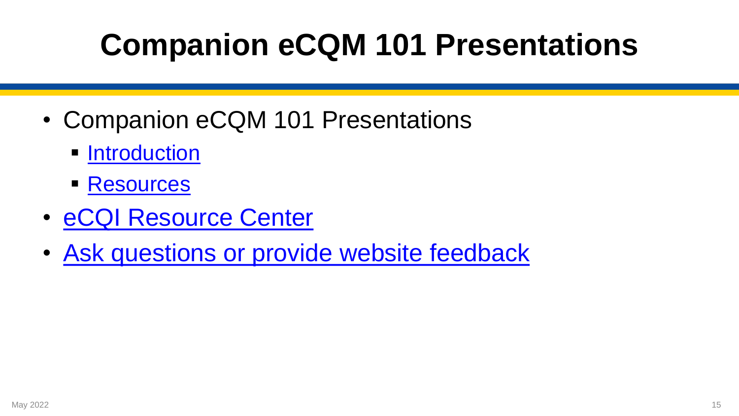# Companion eCQM 101 Presentations

- Companion eCQM 101 Presentations
  - Introduction
  - Resources
- eCQI Resource Center
- Ask questions or provide website feedback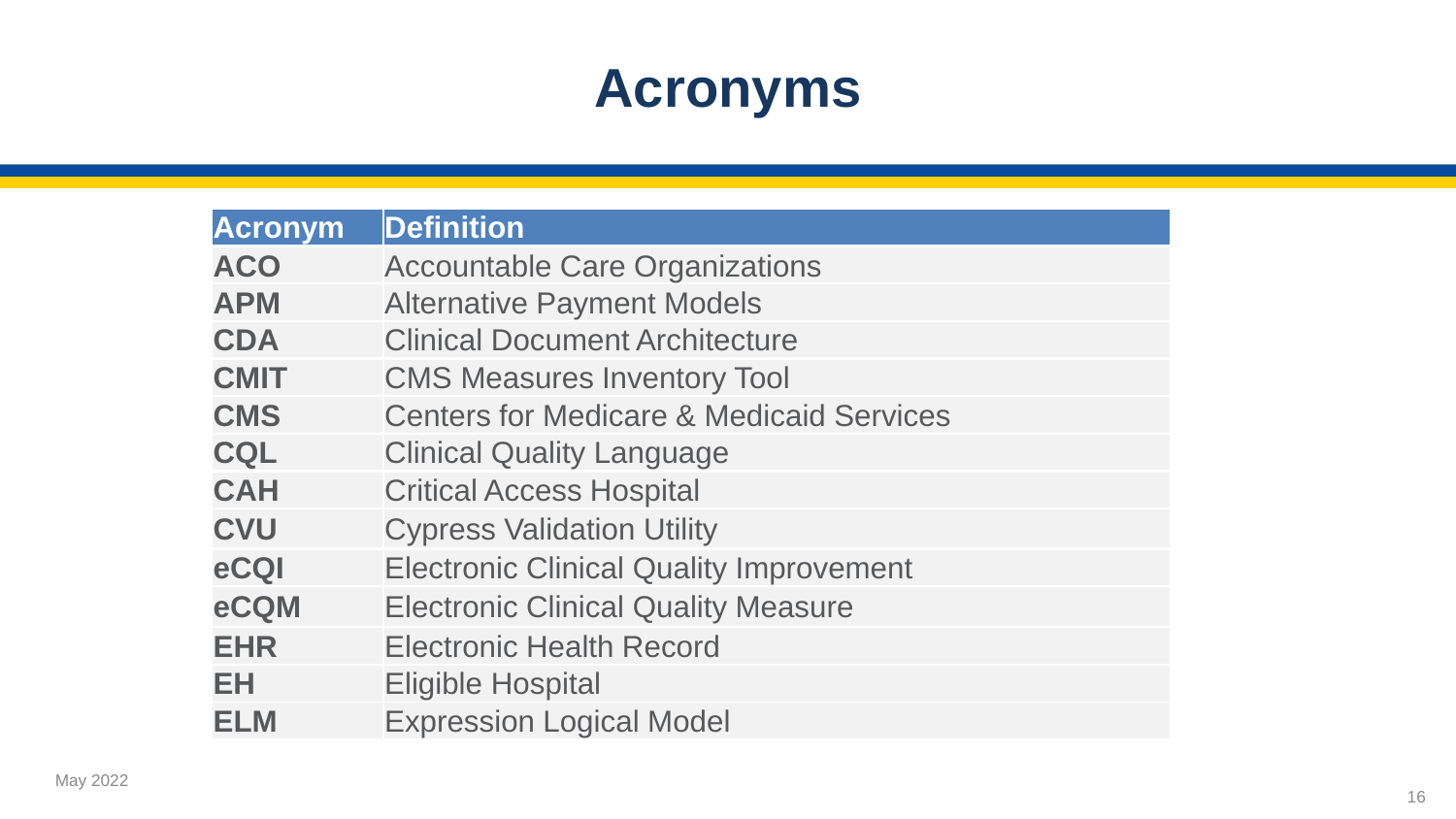# Acronyms

| Acronym | Definition |
| --- | --- |
| **ACO** | Accountable Care Organizations |
| **APM** | Alternative Payment Models |
| **CDA** | Clinical Document Architecture |
| **CMIT** | CMS Measures Inventory Tool |
| **CMS** | Centers for Medicare & Medicaid Services |
| **CQL** | Clinical Quality Language |
| **CAH** | Critical Access Hospital |
| **CVU** | Cypress Validation Utility |
| **eCQI** | Electronic Clinical Quality Improvement |
| **eCQM** | Electronic Clinical Quality Measure |
| **EHR** | Electronic Health Record |
| **EH** | Eligible Hospital |
| **ELM** | Expression Logical Model |

May 2022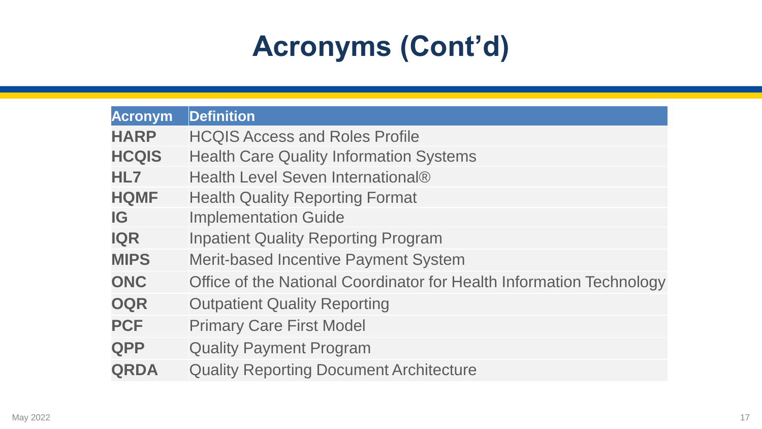# Acronyms (Cont'd)

| Acronym | Definition |
|---|---|
| **HARP** | HCQIS Access and Roles Profile |
| **HCQIS** | Health Care Quality Information Systems |
| **HL7** | Health Level Seven International® |
| **HQMF** | Health Quality Reporting Format |
| **IG** | Implementation Guide |
| **IQR** | Inpatient Quality Reporting Program |
| **MIPS** | Merit-based Incentive Payment System |
| **ONC** | Office of the National Coordinator for Health Information Technology |
| **OQR** | Outpatient Quality Reporting |
| **PCF** | Primary Care First Model |
| **QPP** | Quality Payment Program |
| **QRDA** | Quality Reporting Document Architecture |

May 2022